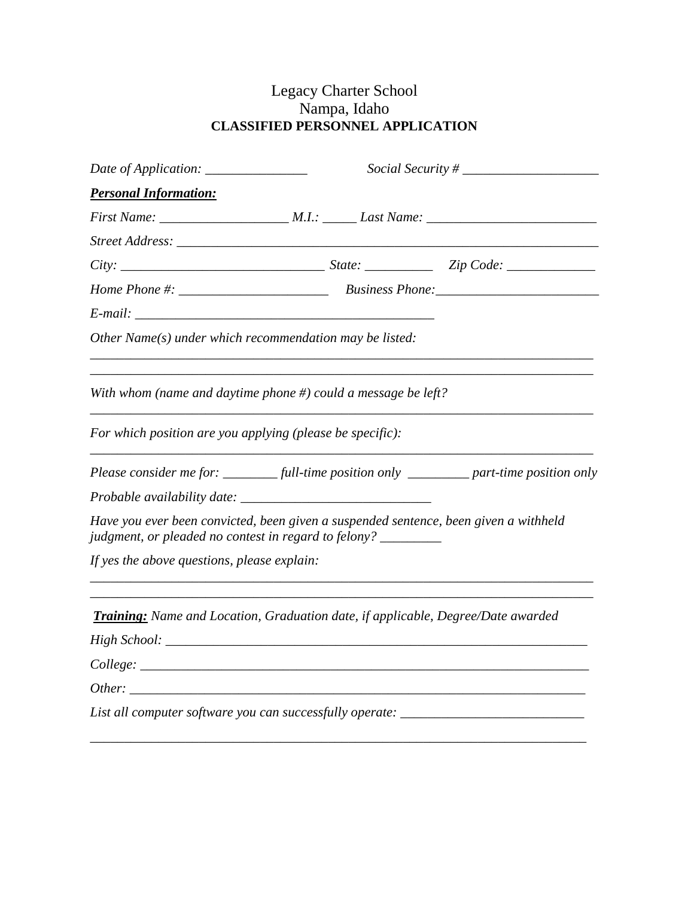# Legacy Charter School
## Nampa, Idaho
### CLASSIFIED PERSONNEL APPLICATION

*Date of Application:* _______________ *Social Security #* ____________________

***Personal Information:***

*First Name:* __________________ *M.I.:* _____ *Last Name:* _________________________

*Street Address:* _______________________________________________________________

*City:* ______________________________ *State:* __________ *Zip Code:* _____________

*Home Phone #:* ______________________ *Business Phone:*________________________

*E-mail:* ____________________________________________

*Other Name(s) under which recommendation may be listed:*

____________________________________________________________________________

____________________________________________________________________________

*With whom (name and daytime phone #) could a message be left?*

____________________________________________________________________________

*For which position are you applying (please be specific):*

____________________________________________________________________________

*Please consider me for:* ________ *full-time position only* _________ *part-time position only*

*Probable availability date:* ____________________________

*Have you ever been convicted, been given a suspended sentence, been given a withheld judgment, or pleaded no contest in regard to felony?* _________

*If yes the above questions, please explain:*

____________________________________________________________________________

____________________________________________________________________________

***Training:*** *Name and Location, Graduation date, if applicable, Degree/Date awarded*

*High School:* __________________________________________________________________

*College:* ______________________________________________________________________

*Other:* _______________________________________________________________________

*List all computer software you can successfully operate:* ___________________________

____________________________________________________________________________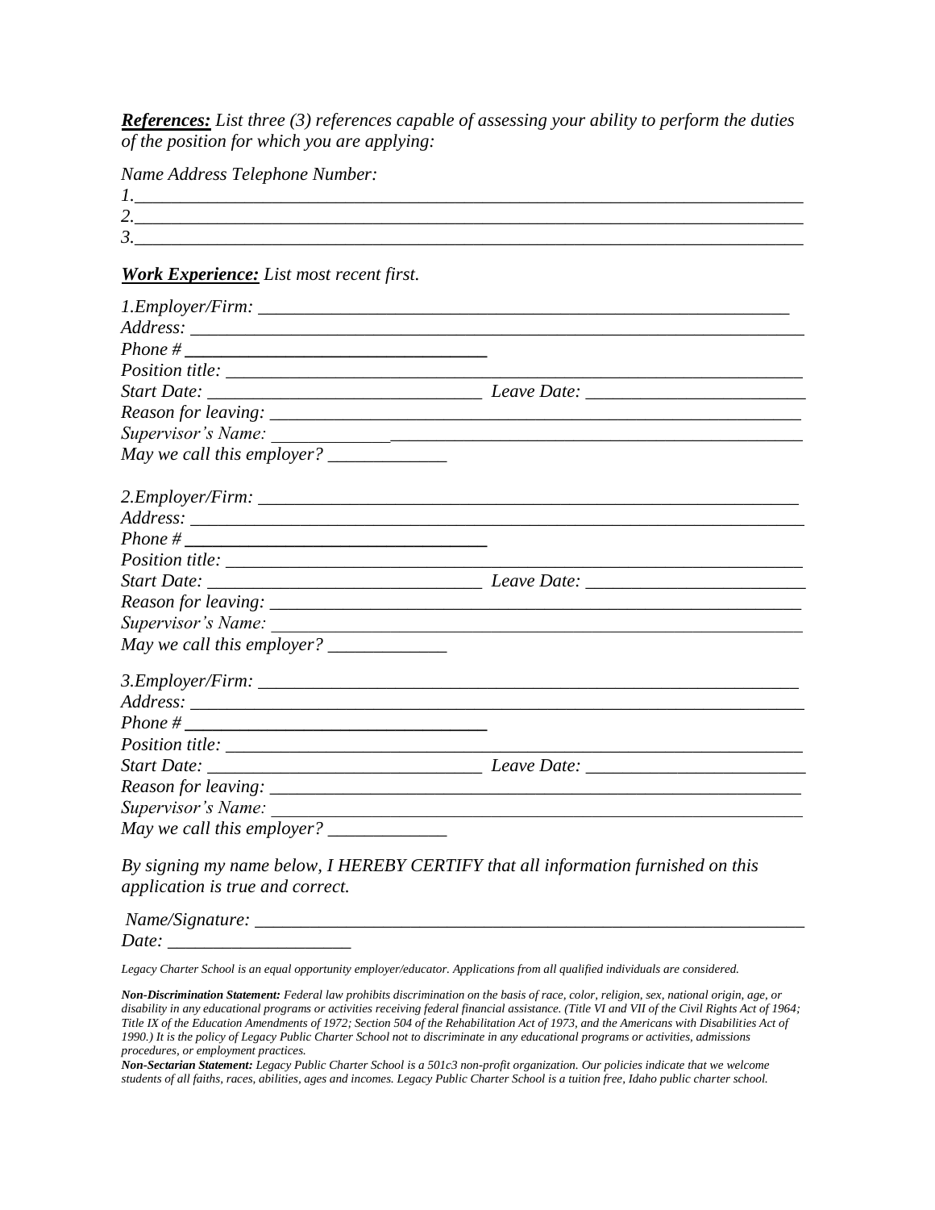***References:*** *List three (3) references capable of assessing your ability to perform the duties of the position for which you are applying:*

*Name Address Telephone Number:*

*1.*_______________________________________________________________________

*2.*_______________________________________________________________________

*3.*_______________________________________________________________________

***Work Experience:*** *List most recent first.*

*1.Employer/Firm:* ____________________________________________________________

*Address:* _________________________________________________________________

*Phone #* ________________________________

*Position title:* ____________________________________________________________

*Start Date:* ____________________________ *Leave Date:* _______________________

*Reason for leaving:* ________________________________________________________

*Supervisor's Name:* ________________________________________________________

*May we call this employer?* ____________

*2.Employer/Firm:* ____________________________________________________________

*Address:* _________________________________________________________________

*Phone #* ________________________________

*Position title:* ____________________________________________________________

*Start Date:* ____________________________ *Leave Date:* _______________________

*Reason for leaving:* ________________________________________________________

*Supervisor's Name:* ________________________________________________________

*May we call this employer?* ____________

*3.Employer/Firm:* ____________________________________________________________

*Address:* _________________________________________________________________

*Phone #* ________________________________

*Position title:* ____________________________________________________________

*Start Date:* ____________________________ *Leave Date:* _______________________

*Reason for leaving:* ________________________________________________________

*Supervisor's Name:* ________________________________________________________

*May we call this employer?* ____________

*By signing my name below, I HEREBY CERTIFY that all information furnished on this application is true and correct.*

*Name/Signature:* ____________________________________________________________

*Date:* ___________________

*Legacy Charter School is an equal opportunity employer/educator. Applications from all qualified individuals are considered.*

***Non-Discrimination Statement:*** *Federal law prohibits discrimination on the basis of race, color, religion, sex, national origin, age, or disability in any educational programs or activities receiving federal financial assistance. (Title VI and VII of the Civil Rights Act of 1964; Title IX of the Education Amendments of 1972; Section 504 of the Rehabilitation Act of 1973, and the Americans with Disabilities Act of 1990.) It is the policy of Legacy Public Charter School not to discriminate in any educational programs or activities, admissions procedures, or employment practices.*

***Non-Sectarian Statement:*** *Legacy Public Charter School is a 501c3 non-profit organization. Our policies indicate that we welcome students of all faiths, races, abilities, ages and incomes. Legacy Public Charter School is a tuition free, Idaho public charter school.*